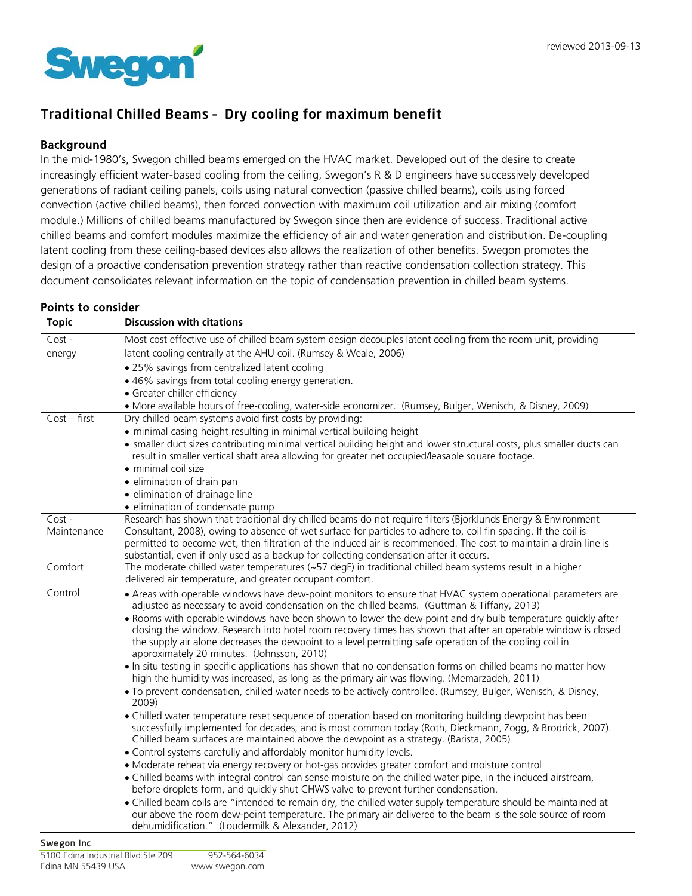reviewed 2013-09-13

# Traditional Chilled Beams – Dry cooling for maximum benefit

## Background

In the mid-1980's, Swegon chilled beams emerged on the HVAC market. Developed out of the desire to create increasingly efficient water-based cooling from the ceiling, Swegon's R & D engineers have successively developed generations of radiant ceiling panels, coils using natural convection (passive chilled beams), coils using forced convection (active chilled beams), then forced convection with maximum coil utilization and air mixing (comfort module.) Millions of chilled beams manufactured by Swegon since then are evidence of success. Traditional active chilled beams and comfort modules maximize the efficiency of air and water generation and distribution. De-coupling latent cooling from these ceiling-based devices also allows the realization of other benefits. Swegon promotes the design of a proactive condensation prevention strategy rather than reactive condensation collection strategy. This document consolidates relevant information on the topic of condensation prevention in chilled beam systems.

## Points to consider

| Topic | Discussion with citations |
|---|---|
| Cost - energy | Most cost effective use of chilled beam system design decouples latent cooling from the room unit, providing latent cooling centrally at the AHU coil. (Rumsey & Weale, 2006)<br>• 25% savings from centralized latent cooling<br>• 46% savings from total cooling energy generation.<br>• Greater chiller efficiency<br>• More available hours of free-cooling, water-side economizer. (Rumsey, Bulger, Wenisch, & Disney, 2009) |
| Cost – first | Dry chilled beam systems avoid first costs by providing:<br>• minimal casing height resulting in minimal vertical building height<br>• smaller duct sizes contributing minimal vertical building height and lower structural costs, plus smaller ducts can result in smaller vertical shaft area allowing for greater net occupied/leasable square footage.<br>• minimal coil size<br>• elimination of drain pan<br>• elimination of drainage line<br>• elimination of condensate pump |
| Cost - Maintenance | Research has shown that traditional dry chilled beams do not require filters (Bjorklunds Energy & Environment Consultant, 2008), owing to absence of wet surface for particles to adhere to, coil fin spacing. If the coil is permitted to become wet, then filtration of the induced air is recommended. The cost to maintain a drain line is substantial, even if only used as a backup for collecting condensation after it occurs. |
| Comfort | The moderate chilled water temperatures (~57 degF) in traditional chilled beam systems result in a higher delivered air temperature, and greater occupant comfort. |
| Control | • Areas with operable windows have dew-point monitors to ensure that HVAC system operational parameters are adjusted as necessary to avoid condensation on the chilled beams. (Guttman & Tiffany, 2013)<br>• Rooms with operable windows have been shown to lower the dew point and dry bulb temperature quickly after closing the window. Research into hotel room recovery times has shown that after an operable window is closed the supply air alone decreases the dewpoint to a level permitting safe operation of the cooling coil in approximately 20 minutes. (Johnsson, 2010)<br>• In situ testing in specific applications has shown that no condensation forms on chilled beams no matter how high the humidity was increased, as long as the primary air was flowing. (Memarzadeh, 2011)<br>• To prevent condensation, chilled water needs to be actively controlled. (Rumsey, Bulger, Wenisch, & Disney, 2009)<br>• Chilled water temperature reset sequence of operation based on monitoring building dewpoint has been successfully implemented for decades, and is most common today (Roth, Dieckmann, Zogg, & Brodrick, 2007). Chilled beam surfaces are maintained above the dewpoint as a strategy. (Barista, 2005)<br>• Control systems carefully and affordably monitor humidity levels.<br>• Moderate reheat via energy recovery or hot-gas provides greater comfort and moisture control<br>• Chilled beams with integral control can sense moisture on the chilled water pipe, in the induced airstream, before droplets form, and quickly shut CHWS valve to prevent further condensation.<br>• Chilled beam coils are "intended to remain dry, the chilled water supply temperature should be maintained at our above the room dew-point temperature. The primary air delivered to the beam is the sole source of room dehumidification." (Loudermilk & Alexander, 2012) |

**Swegon Inc**
5100 Edina Industrial Blvd Ste 209
Edina MN 55439 USA
952-564-6034
www.swegon.com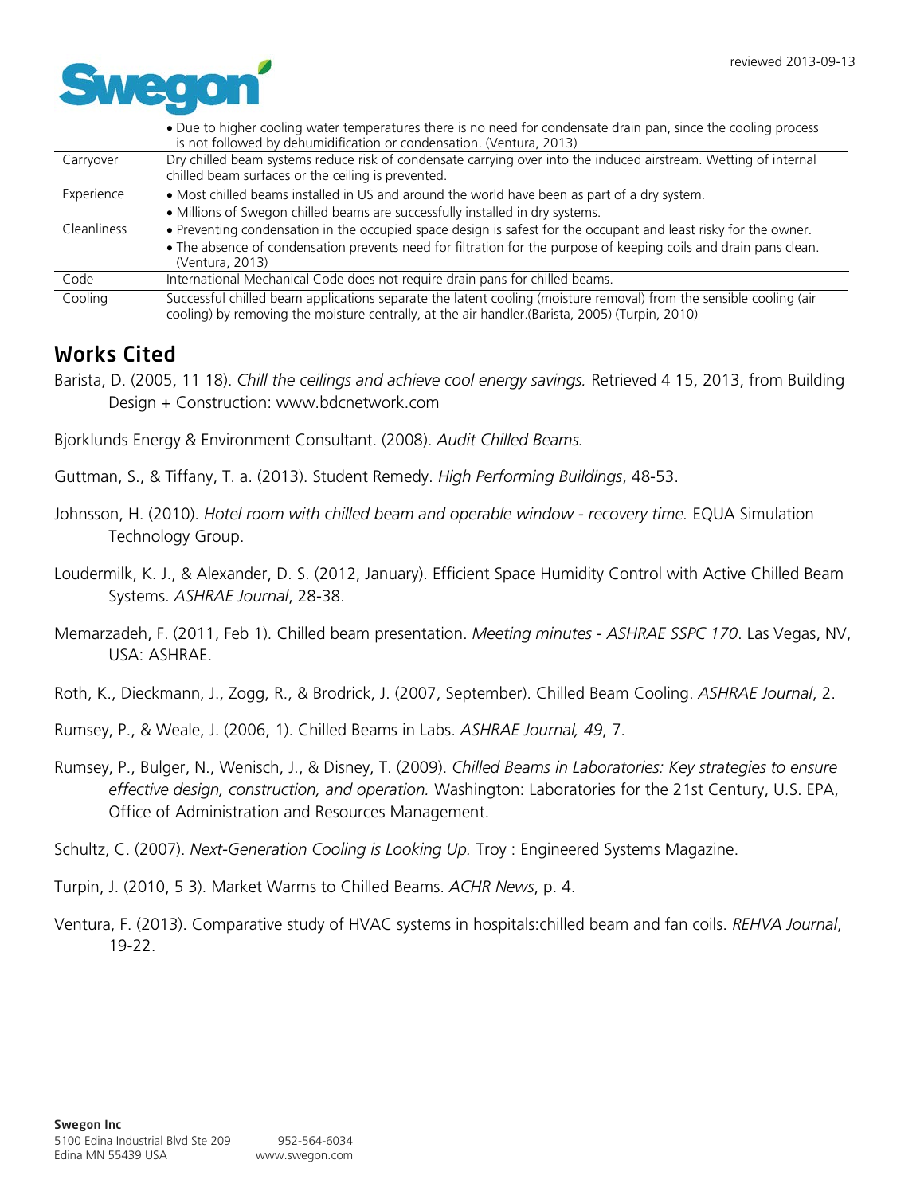| | |
|---|---|
| | • Due to higher cooling water temperatures there is no need for condensate drain pan, since the cooling process is not followed by dehumidification or condensation. (Ventura, 2013) |
| Carryover | Dry chilled beam systems reduce risk of condensate carrying over into the induced airstream. Wetting of internal chilled beam surfaces or the ceiling is prevented. |
| Experience | • Most chilled beams installed in US and around the world have been as part of a dry system.<br>• Millions of Swegon chilled beams are successfully installed in dry systems. |
| Cleanliness | • Preventing condensation in the occupied space design is safest for the occupant and least risky for the owner.<br>• The absence of condensation prevents need for filtration for the purpose of keeping coils and drain pans clean. (Ventura, 2013) |
| Code | International Mechanical Code does not require drain pans for chilled beams. |
| Cooling | Successful chilled beam applications separate the latent cooling (moisture removal) from the sensible cooling (air cooling) by removing the moisture centrally, at the air handler.(Barista, 2005) (Turpin, 2010) |

## Works Cited

Barista, D. (2005, 11 18). *Chill the ceilings and achieve cool energy savings.* Retrieved 4 15, 2013, from Building Design + Construction: www.bdcnetwork.com

Bjorklunds Energy & Environment Consultant. (2008). *Audit Chilled Beams.*

Guttman, S., & Tiffany, T. a. (2013). Student Remedy. *High Performing Buildings*, 48-53.

Johnsson, H. (2010). *Hotel room with chilled beam and operable window - recovery time.* EQUA Simulation Technology Group.

Loudermilk, K. J., & Alexander, D. S. (2012, January). Efficient Space Humidity Control with Active Chilled Beam Systems. *ASHRAE Journal*, 28-38.

Memarzadeh, F. (2011, Feb 1). Chilled beam presentation. *Meeting minutes - ASHRAE SSPC 170*. Las Vegas, NV, USA: ASHRAE.

Roth, K., Dieckmann, J., Zogg, R., & Brodrick, J. (2007, September). Chilled Beam Cooling. *ASHRAE Journal*, 2.

Rumsey, P., & Weale, J. (2006, 1). Chilled Beams in Labs. *ASHRAE Journal, 49*, 7.

Rumsey, P., Bulger, N., Wenisch, J., & Disney, T. (2009). *Chilled Beams in Laboratories: Key strategies to ensure effective design, construction, and operation.* Washington: Laboratories for the 21st Century, U.S. EPA, Office of Administration and Resources Management.

Schultz, C. (2007). *Next-Generation Cooling is Looking Up.* Troy : Engineered Systems Magazine.

Turpin, J. (2010, 5 3). Market Warms to Chilled Beams. *ACHR News*, p. 4.

Ventura, F. (2013). Comparative study of HVAC systems in hospitals:chilled beam and fan coils. *REHVA Journal*, 19-22.